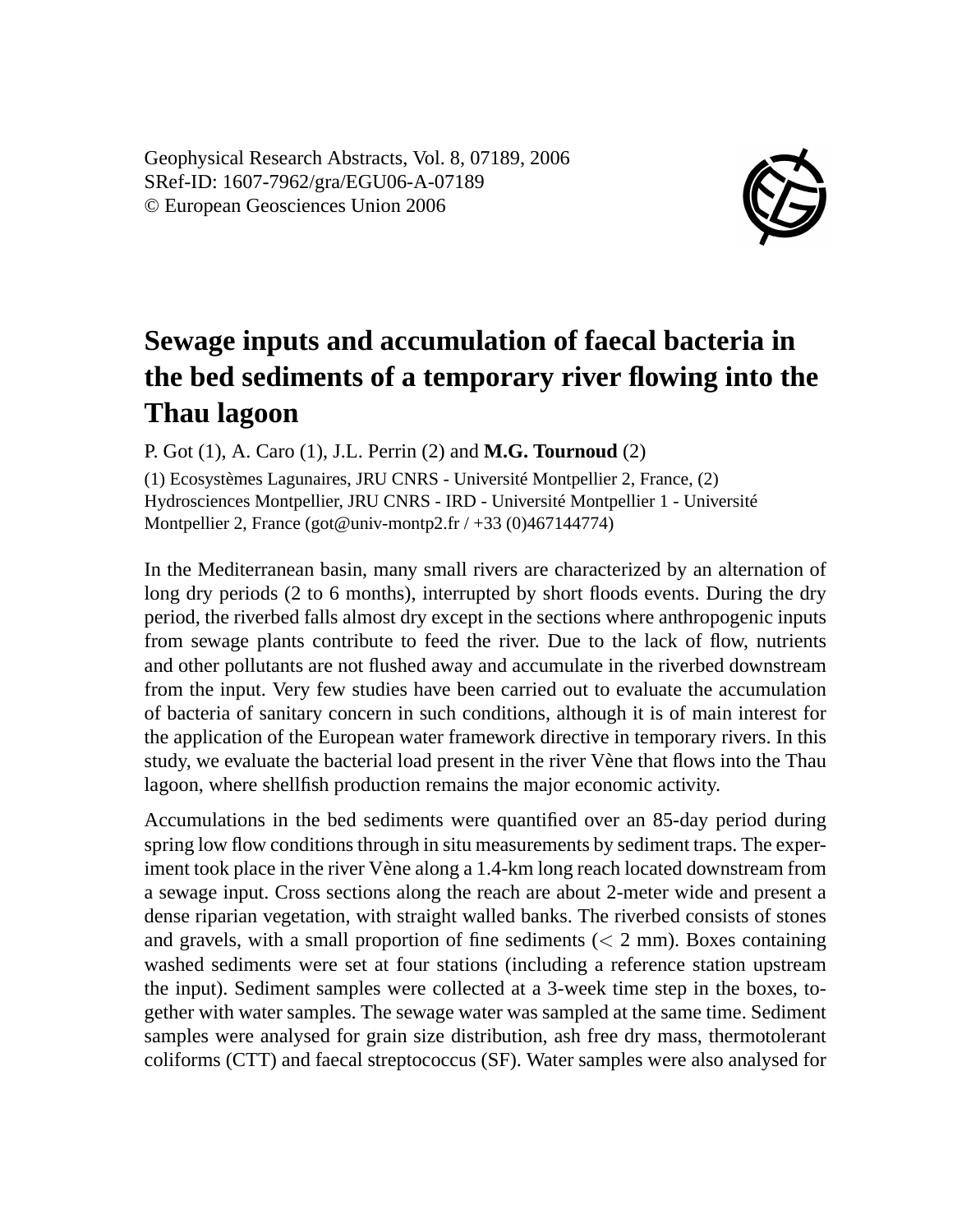Geophysical Research Abstracts, Vol. 8, 07189, 2006
SRef-ID: 1607-7962/gra/EGU06-A-07189
© European Geosciences Union 2006

# Sewage inputs and accumulation of faecal bacteria in the bed sediments of a temporary river flowing into the Thau lagoon

P. Got (1), A. Caro (1), J.L. Perrin (2) and **M.G. Tournoud** (2)

(1) Ecosystèmes Lagunaires, JRU CNRS - Université Montpellier 2, France, (2) Hydrosciences Montpellier, JRU CNRS - IRD - Université Montpellier 1 - Université Montpellier 2, France (got@univ-montp2.fr / +33 (0)467144774)

In the Mediterranean basin, many small rivers are characterized by an alternation of long dry periods (2 to 6 months), interrupted by short floods events. During the dry period, the riverbed falls almost dry except in the sections where anthropogenic inputs from sewage plants contribute to feed the river. Due to the lack of flow, nutrients and other pollutants are not flushed away and accumulate in the riverbed downstream from the input. Very few studies have been carried out to evaluate the accumulation of bacteria of sanitary concern in such conditions, although it is of main interest for the application of the European water framework directive in temporary rivers. In this study, we evaluate the bacterial load present in the river Vène that flows into the Thau lagoon, where shellfish production remains the major economic activity.

Accumulations in the bed sediments were quantified over an 85-day period during spring low flow conditions through in situ measurements by sediment traps. The experiment took place in the river Vène along a 1.4-km long reach located downstream from a sewage input. Cross sections along the reach are about 2-meter wide and present a dense riparian vegetation, with straight walled banks. The riverbed consists of stones and gravels, with a small proportion of fine sediments (< 2 mm). Boxes containing washed sediments were set at four stations (including a reference station upstream the input). Sediment samples were collected at a 3-week time step in the boxes, together with water samples. The sewage water was sampled at the same time. Sediment samples were analysed for grain size distribution, ash free dry mass, thermotolerant coliforms (CTT) and faecal streptococcus (SF). Water samples were also analysed for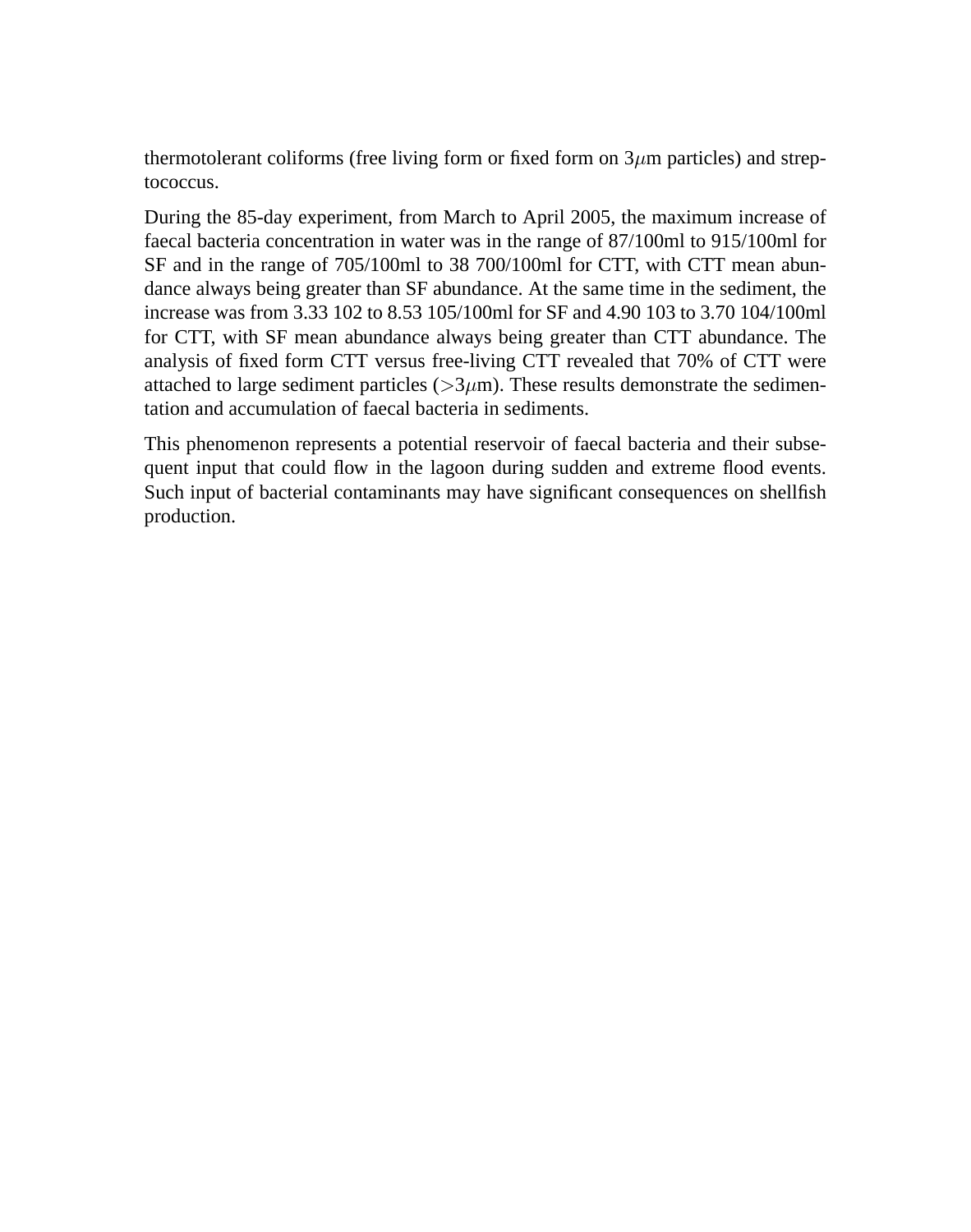thermotolerant coliforms (free living form or fixed form on 3$\mu$m particles) and streptococcus.

During the 85-day experiment, from March to April 2005, the maximum increase of faecal bacteria concentration in water was in the range of 87/100ml to 915/100ml for SF and in the range of 705/100ml to 38 700/100ml for CTT, with CTT mean abundance always being greater than SF abundance. At the same time in the sediment, the increase was from 3.33 102 to 8.53 105/100ml for SF and 4.90 103 to 3.70 104/100ml for CTT, with SF mean abundance always being greater than CTT abundance. The analysis of fixed form CTT versus free-living CTT revealed that 70% of CTT were attached to large sediment particles ($>3\mu$m). These results demonstrate the sedimentation and accumulation of faecal bacteria in sediments.

This phenomenon represents a potential reservoir of faecal bacteria and their subsequent input that could flow in the lagoon during sudden and extreme flood events. Such input of bacterial contaminants may have significant consequences on shellfish production.